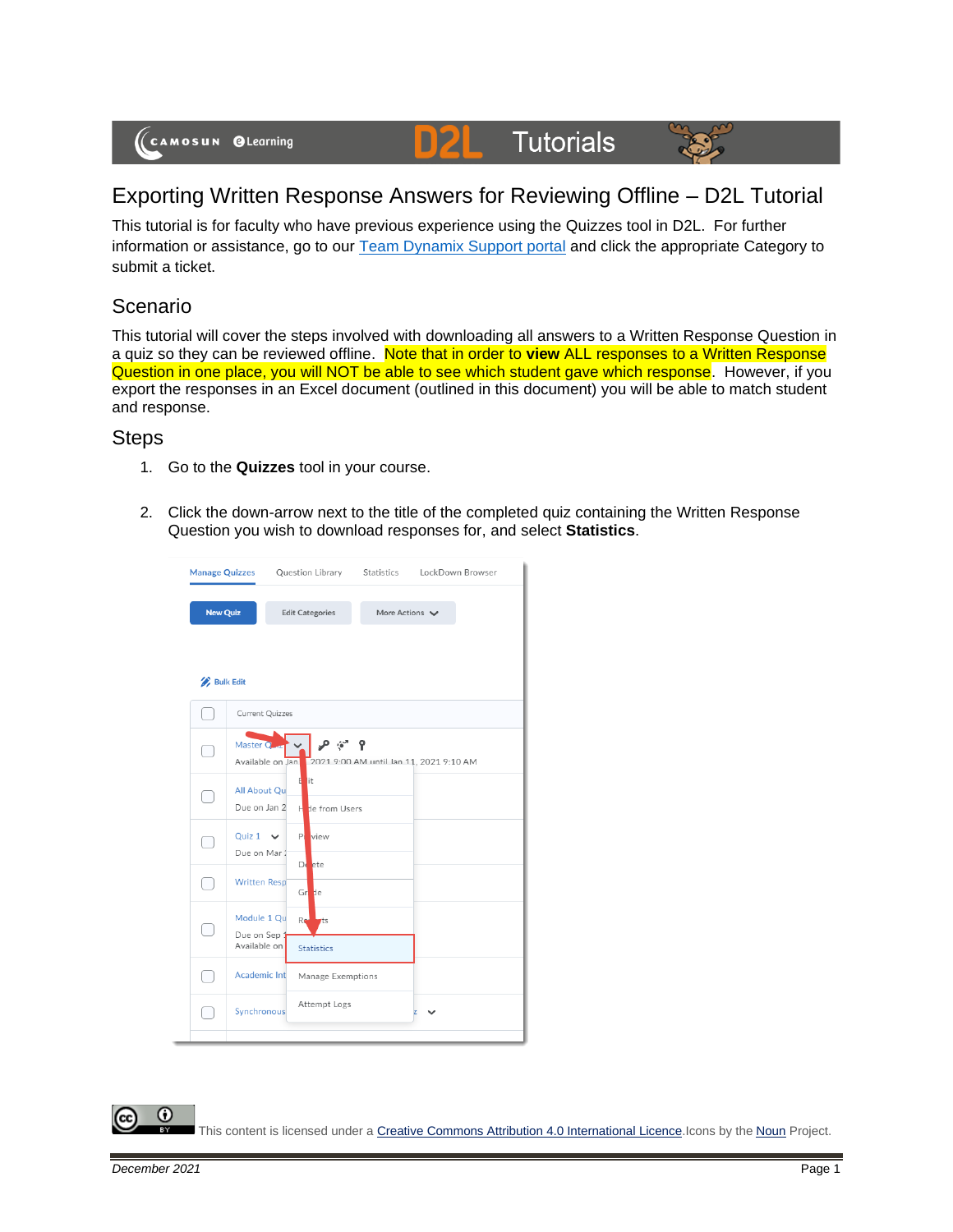# Exporting Written Response Answers for Reviewing Offline – D2L Tutorial

This tutorial is for faculty who have previous experience using the Quizzes tool in D2L. For further information or assistance, go to our Team Dynamix Support portal and click the appropriate Category to submit a ticket.

## Scenario

This tutorial will cover the steps involved with downloading all answers to a Written Response Question in a quiz so they can be reviewed offline. Note that in order to **view** ALL responses to a Written Response Question in one place, you will NOT be able to see which student gave which response. However, if you export the responses in an Excel document (outlined in this document) you will be able to match student and response.

## Steps

1. Go to the **Quizzes** tool in your course.

2. Click the down-arrow next to the title of the completed quiz containing the Written Response Question you wish to download responses for, and select **Statistics**.

This content is licensed under a Creative Commons Attribution 4.0 International Licence. Icons by the Noun Project.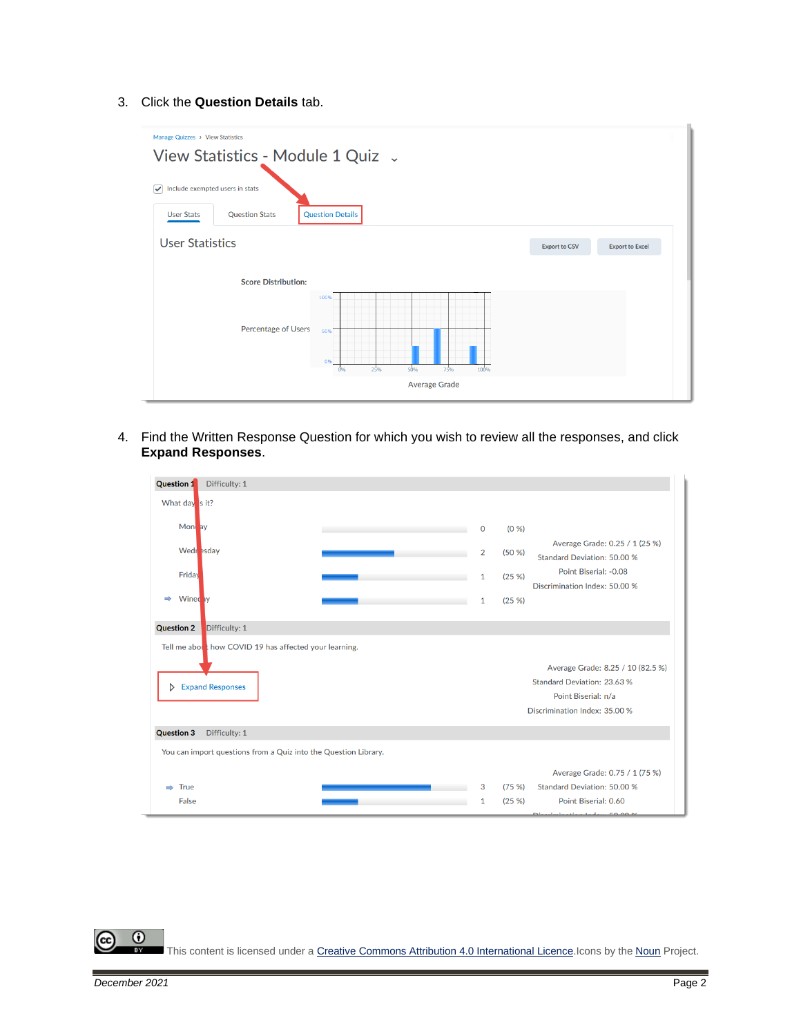3. Click the **Question Details** tab.

4. Find the Written Response Question for which you wish to review all the responses, and click **Expand Responses**.

This content is licensed under a Creative Commons Attribution 4.0 International Licence. Icons by the Noun Project.

*December 2021*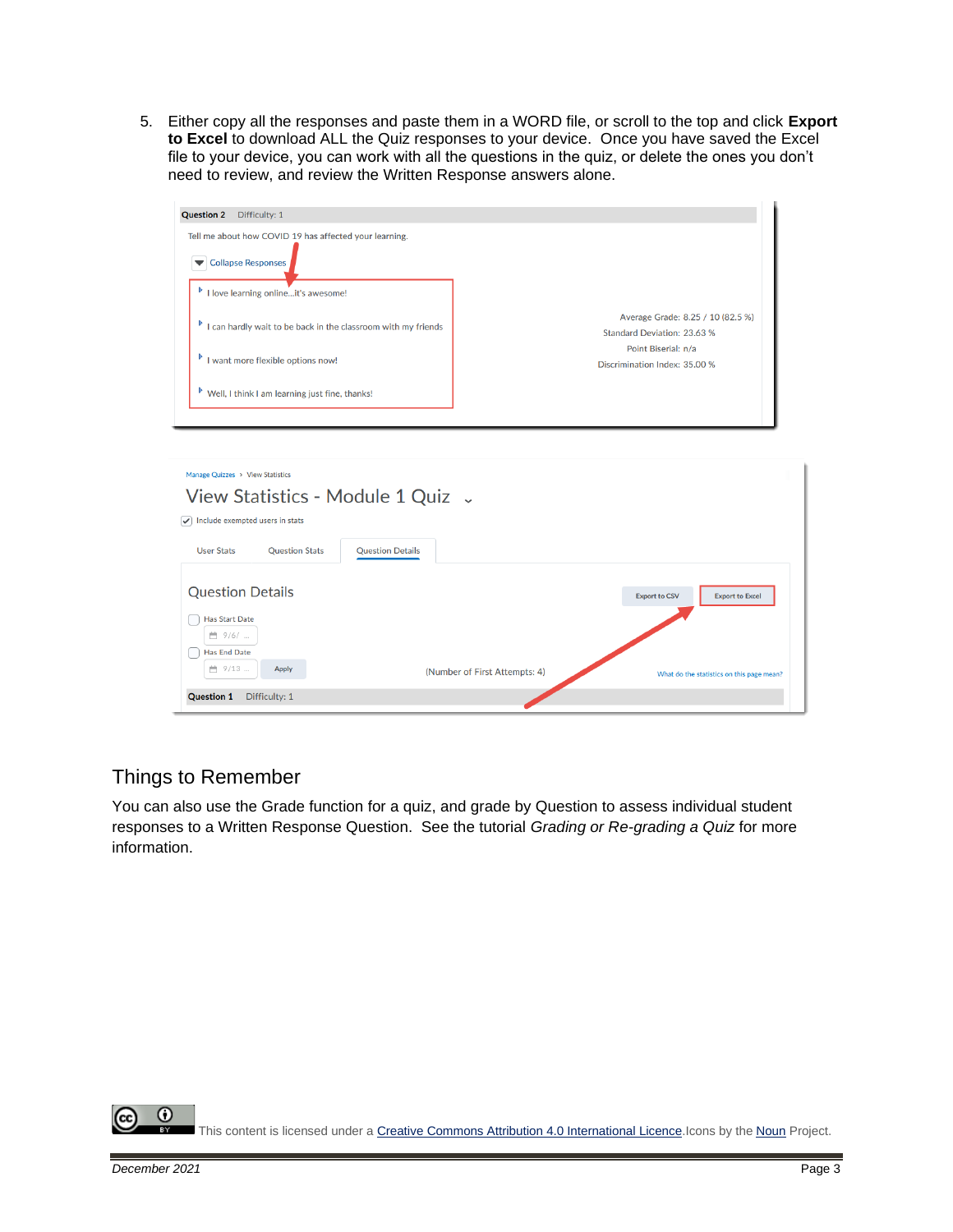5. Either copy all the responses and paste them in a WORD file, or scroll to the top and click **Export to Excel** to download ALL the Quiz responses to your device. Once you have saved the Excel file to your device, you can work with all the questions in the quiz, or delete the ones you don't need to review, and review the Written Response answers alone.

## Things to Remember

You can also use the Grade function for a quiz, and grade by Question to assess individual student responses to a Written Response Question. See the tutorial *Grading or Re-grading a Quiz* for more information.

This content is licensed under a Creative Commons Attribution 4.0 International Licence.Icons by the Noun Project.

December 2021